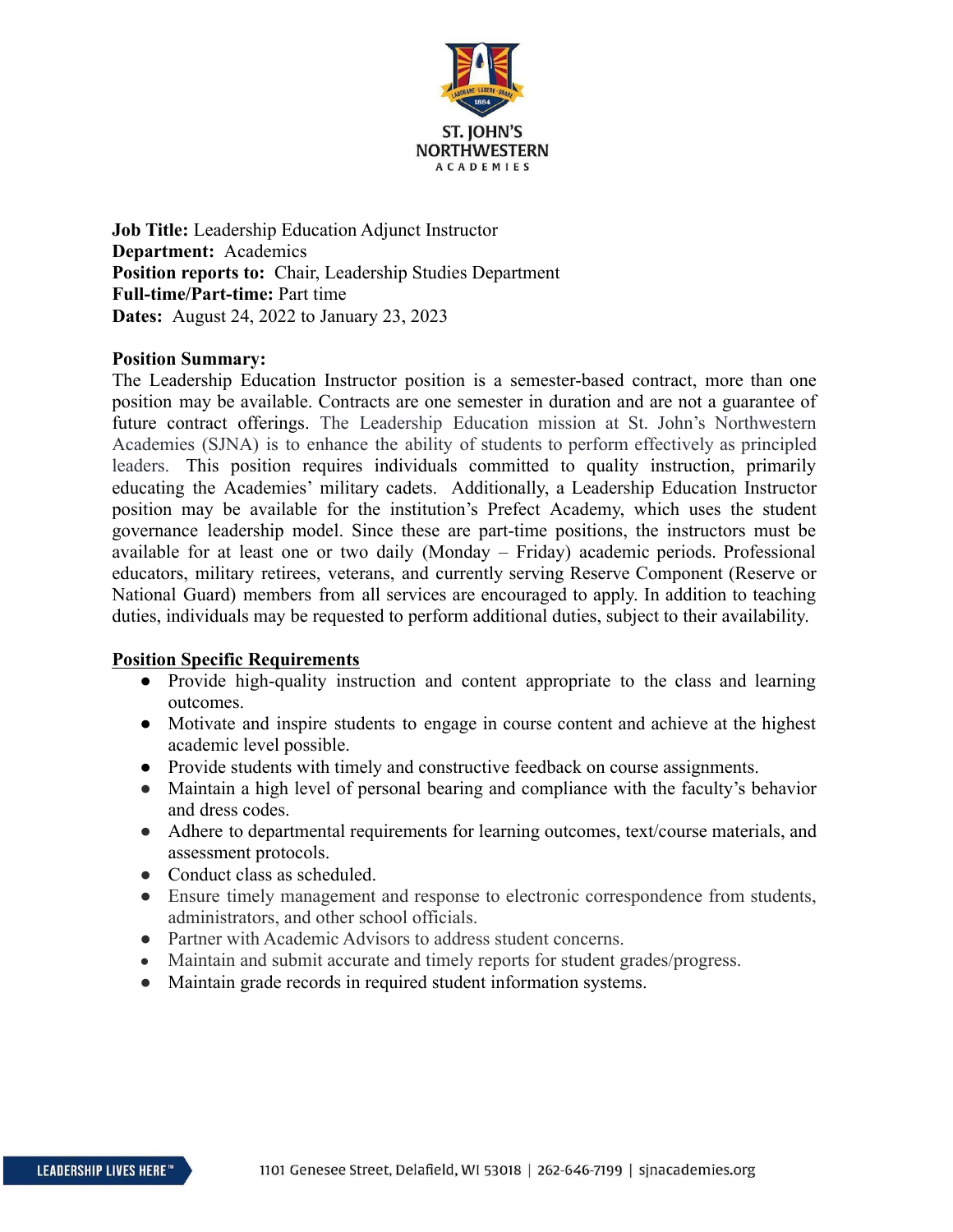**Job Title:** Leadership Education Adjunct Instructor
**Department:** Academics
**Position reports to:** Chair, Leadership Studies Department
**Full-time/Part-time:** Part time
**Dates:** August 24, 2022 to January 23, 2023

**Position Summary:**

The Leadership Education Instructor position is a semester-based contract, more than one position may be available. Contracts are one semester in duration and are not a guarantee of future contract offerings. The Leadership Education mission at St. John's Northwestern Academies (SJNA) is to enhance the ability of students to perform effectively as principled leaders. This position requires individuals committed to quality instruction, primarily educating the Academies' military cadets. Additionally, a Leadership Education Instructor position may be available for the institution's Prefect Academy, which uses the student governance leadership model. Since these are part-time positions, the instructors must be available for at least one or two daily (Monday – Friday) academic periods. Professional educators, military retirees, veterans, and currently serving Reserve Component (Reserve or National Guard) members from all services are encouraged to apply. In addition to teaching duties, individuals may be requested to perform additional duties, subject to their availability.

**Position Specific Requirements**

- Provide high-quality instruction and content appropriate to the class and learning outcomes.
- Motivate and inspire students to engage in course content and achieve at the highest academic level possible.
- Provide students with timely and constructive feedback on course assignments.
- Maintain a high level of personal bearing and compliance with the faculty's behavior and dress codes.
- Adhere to departmental requirements for learning outcomes, text/course materials, and assessment protocols.
- Conduct class as scheduled.
- Ensure timely management and response to electronic correspondence from students, administrators, and other school officials.
- Partner with Academic Advisors to address student concerns.
- Maintain and submit accurate and timely reports for student grades/progress.
- Maintain grade records in required student information systems.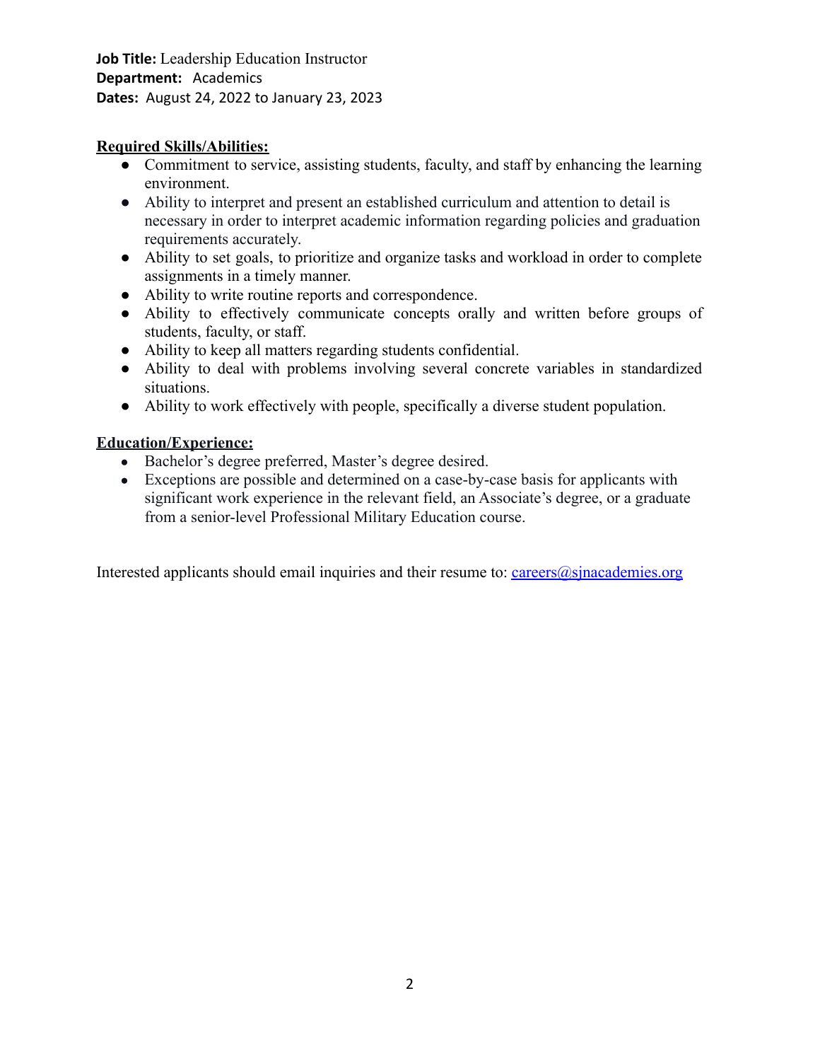**Job Title:** Leadership Education Instructor
**Department:** Academics
**Dates:** August 24, 2022 to January 23, 2023

**Required Skills/Abilities:**

- Commitment to service, assisting students, faculty, and staff by enhancing the learning environment.
- Ability to interpret and present an established curriculum and attention to detail is necessary in order to interpret academic information regarding policies and graduation requirements accurately.
- Ability to set goals, to prioritize and organize tasks and workload in order to complete assignments in a timely manner.
- Ability to write routine reports and correspondence.
- Ability to effectively communicate concepts orally and written before groups of students, faculty, or staff.
- Ability to keep all matters regarding students confidential.
- Ability to deal with problems involving several concrete variables in standardized situations.
- Ability to work effectively with people, specifically a diverse student population.

**Education/Experience:**

- Bachelor's degree preferred, Master's degree desired.
- Exceptions are possible and determined on a case-by-case basis for applicants with significant work experience in the relevant field, an Associate's degree, or a graduate from a senior-level Professional Military Education course.

Interested applicants should email inquiries and their resume to: careers@sjnacademies.org